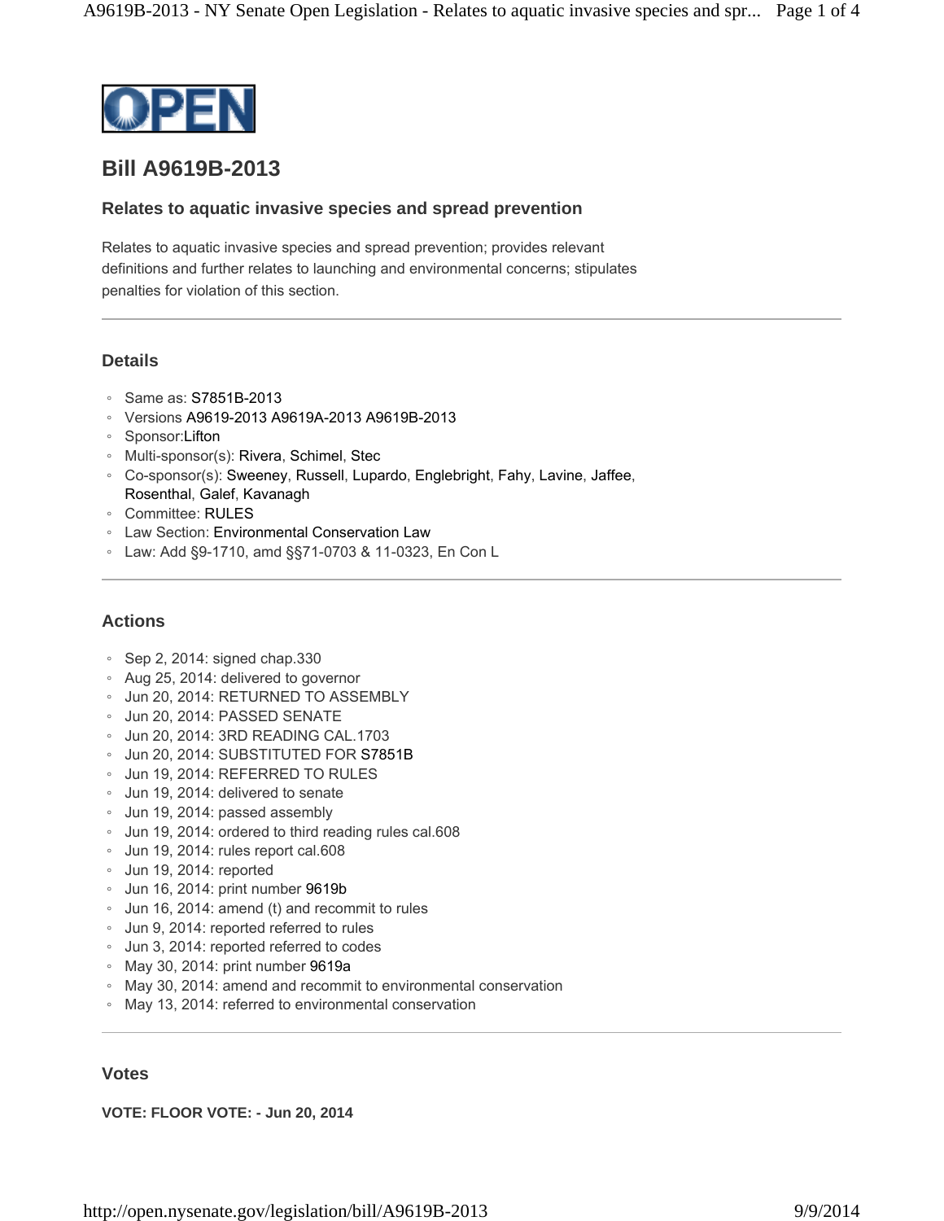OPEN

# Bill A9619B-2013

### Relates to aquatic invasive species and spread prevention

Relates to aquatic invasive species and spread prevention; provides relevant definitions and further relates to launching and environmental concerns; stipulates penalties for violation of this section.

---

## Details

- Same as: S7851B-2013
- Versions A9619-2013 A9619A-2013 A9619B-2013
- Sponsor:Lifton
- Multi-sponsor(s): Rivera, Schimel, Stec
- Co-sponsor(s): Sweeney, Russell, Lupardo, Englebright, Fahy, Lavine, Jaffee, Rosenthal, Galef, Kavanagh
- Committee: RULES
- Law Section: Environmental Conservation Law
- Law: Add §9-1710, amd §§71-0703 & 11-0323, En Con L

---

## Actions

- Sep 2, 2014: signed chap.330
- Aug 25, 2014: delivered to governor
- Jun 20, 2014: RETURNED TO ASSEMBLY
- Jun 20, 2014: PASSED SENATE
- Jun 20, 2014: 3RD READING CAL.1703
- Jun 20, 2014: SUBSTITUTED FOR S7851B
- Jun 19, 2014: REFERRED TO RULES
- Jun 19, 2014: delivered to senate
- Jun 19, 2014: passed assembly
- Jun 19, 2014: ordered to third reading rules cal.608
- Jun 19, 2014: rules report cal.608
- Jun 19, 2014: reported
- Jun 16, 2014: print number 9619b
- Jun 16, 2014: amend (t) and recommit to rules
- Jun 9, 2014: reported referred to rules
- Jun 3, 2014: reported referred to codes
- May 30, 2014: print number 9619a
- May 30, 2014: amend and recommit to environmental conservation
- May 13, 2014: referred to environmental conservation

---

## Votes

**VOTE: FLOOR VOTE: - Jun 20, 2014**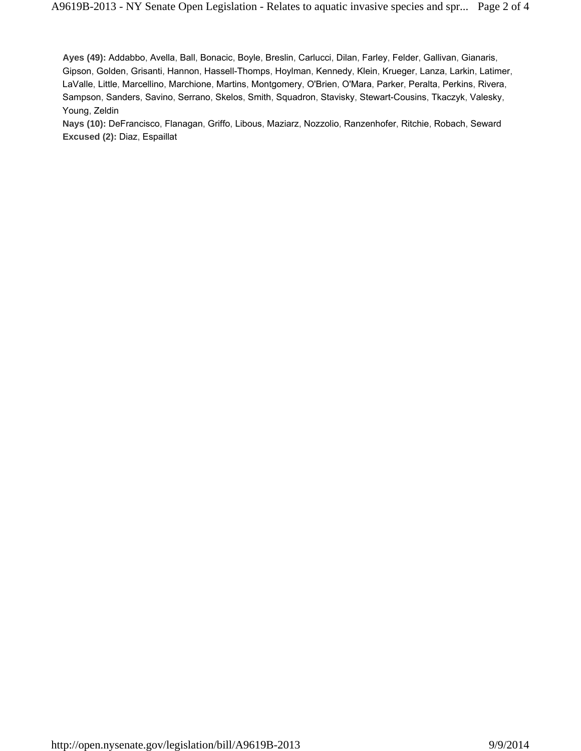**Ayes (49):** Addabbo, Avella, Ball, Bonacic, Boyle, Breslin, Carlucci, Dilan, Farley, Felder, Gallivan, Gianaris, Gipson, Golden, Grisanti, Hannon, Hassell-Thomps, Hoylman, Kennedy, Klein, Krueger, Lanza, Larkin, Latimer, LaValle, Little, Marcellino, Marchione, Martins, Montgomery, O'Brien, O'Mara, Parker, Peralta, Perkins, Rivera, Sampson, Sanders, Savino, Serrano, Skelos, Smith, Squadron, Stavisky, Stewart-Cousins, Tkaczyk, Valesky, Young, Zeldin

**Nays (10):** DeFrancisco, Flanagan, Griffo, Libous, Maziarz, Nozzolio, Ranzenhofer, Ritchie, Robach, Seward

**Excused (2):** Diaz, Espaillat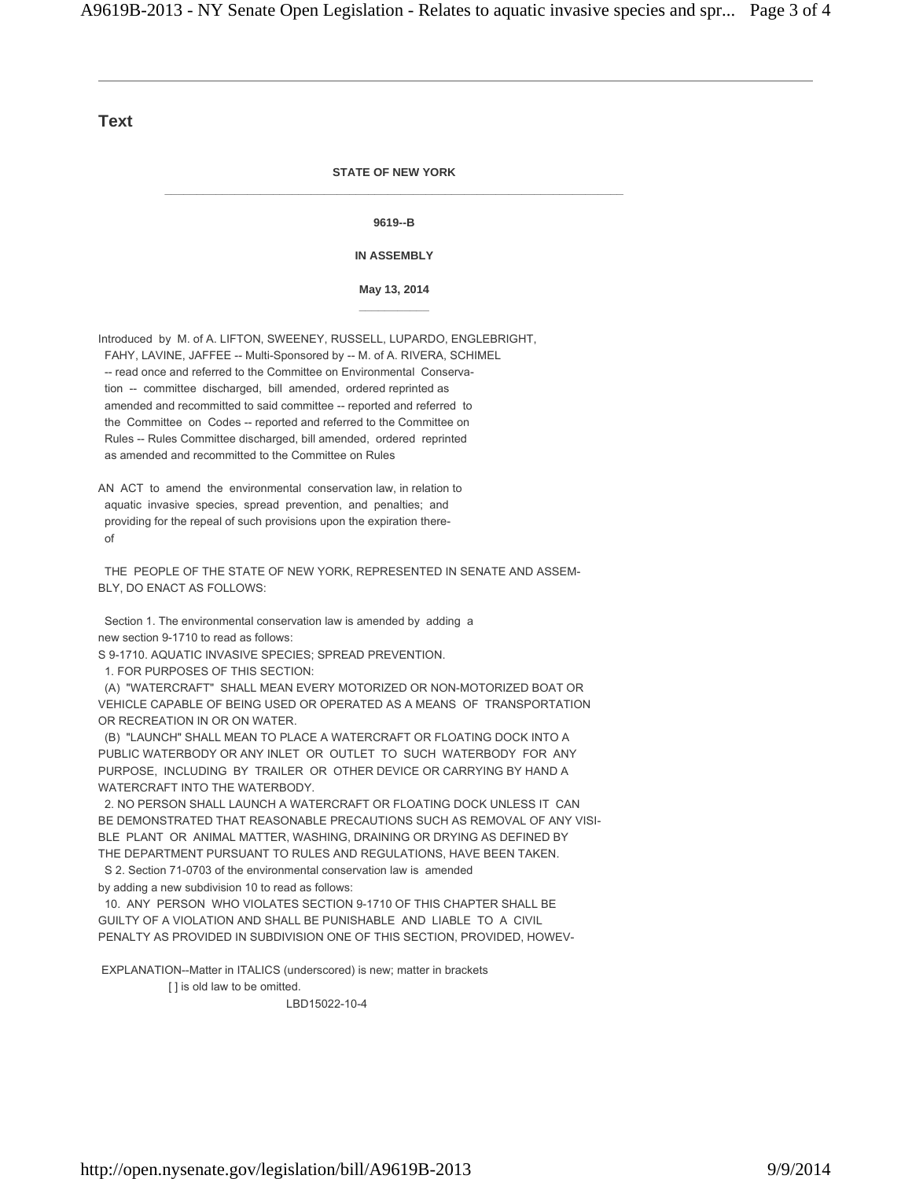## Text

**STATE OF NEW YORK**

---

**9619--B**

**IN ASSEMBLY**

**May 13, 2014**

---

Introduced by M. of A. LIFTON, SWEENEY, RUSSELL, LUPARDO, ENGLEBRIGHT, FAHY, LAVINE, JAFFEE -- Multi-Sponsored by -- M. of A. RIVERA, SCHIMEL -- read once and referred to the Committee on Environmental Conservation -- committee discharged, bill amended, ordered reprinted as amended and recommitted to said committee -- reported and referred to the Committee on Codes -- reported and referred to the Committee on Rules -- Rules Committee discharged, bill amended, ordered reprinted as amended and recommitted to the Committee on Rules

AN ACT to amend the environmental conservation law, in relation to aquatic invasive species, spread prevention, and penalties; and providing for the repeal of such provisions upon the expiration thereof

THE PEOPLE OF THE STATE OF NEW YORK, REPRESENTED IN SENATE AND ASSEMBLY, DO ENACT AS FOLLOWS:

Section 1. The environmental conservation law is amended by adding a new section 9-1710 to read as follows:

S 9-1710. AQUATIC INVASIVE SPECIES; SPREAD PREVENTION.

1. FOR PURPOSES OF THIS SECTION:

(A) "WATERCRAFT" SHALL MEAN EVERY MOTORIZED OR NON-MOTORIZED BOAT OR VEHICLE CAPABLE OF BEING USED OR OPERATED AS A MEANS OF TRANSPORTATION OR RECREATION IN OR ON WATER.

(B) "LAUNCH" SHALL MEAN TO PLACE A WATERCRAFT OR FLOATING DOCK INTO A PUBLIC WATERBODY OR ANY INLET OR OUTLET TO SUCH WATERBODY FOR ANY PURPOSE, INCLUDING BY TRAILER OR OTHER DEVICE OR CARRYING BY HAND A WATERCRAFT INTO THE WATERBODY.

2. NO PERSON SHALL LAUNCH A WATERCRAFT OR FLOATING DOCK UNLESS IT CAN BE DEMONSTRATED THAT REASONABLE PRECAUTIONS SUCH AS REMOVAL OF ANY VISIBLE PLANT OR ANIMAL MATTER, WASHING, DRAINING OR DRYING AS DEFINED BY THE DEPARTMENT PURSUANT TO RULES AND REGULATIONS, HAVE BEEN TAKEN.

S 2. Section 71-0703 of the environmental conservation law is amended by adding a new subdivision 10 to read as follows:

10. ANY PERSON WHO VIOLATES SECTION 9-1710 OF THIS CHAPTER SHALL BE GUILTY OF A VIOLATION AND SHALL BE PUNISHABLE AND LIABLE TO A CIVIL PENALTY AS PROVIDED IN SUBDIVISION ONE OF THIS SECTION, PROVIDED, HOWEV-

EXPLANATION--Matter in ITALICS (underscored) is new; matter in brackets [ ] is old law to be omitted.

LBD15022-10-4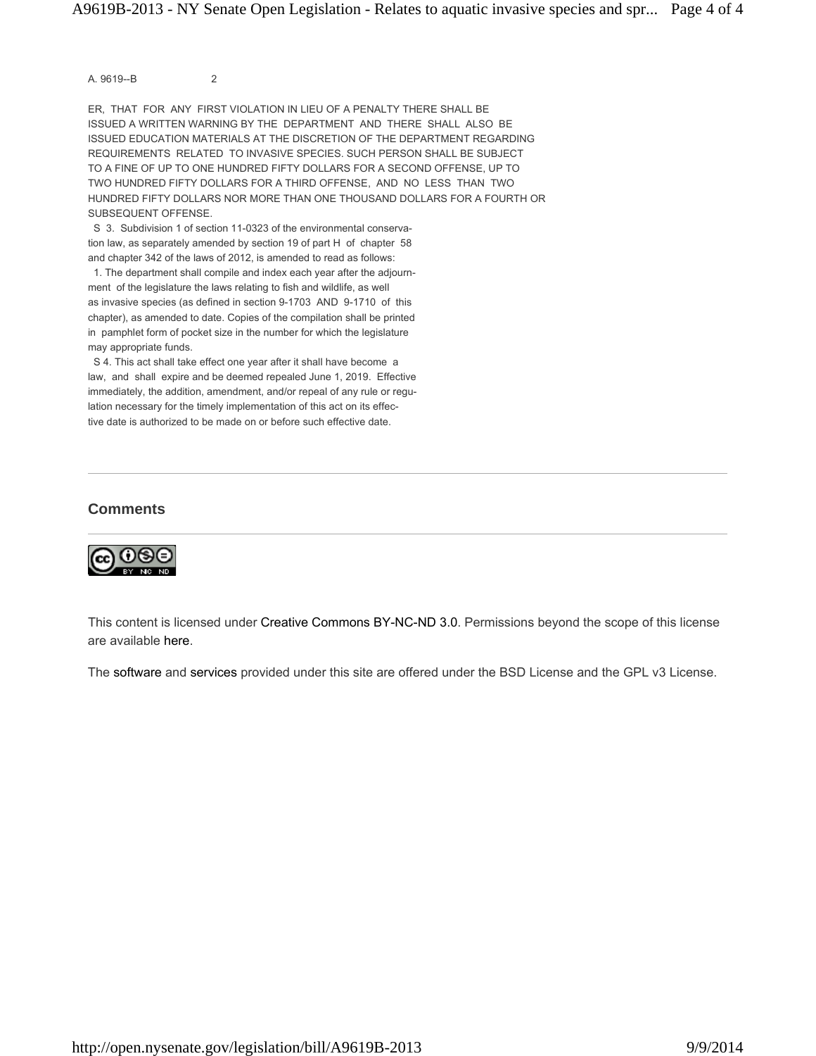A. 9619--B 2

ER, THAT FOR ANY FIRST VIOLATION IN LIEU OF A PENALTY THERE SHALL BE ISSUED A WRITTEN WARNING BY THE DEPARTMENT AND THERE SHALL ALSO BE ISSUED EDUCATION MATERIALS AT THE DISCRETION OF THE DEPARTMENT REGARDING REQUIREMENTS RELATED TO INVASIVE SPECIES. SUCH PERSON SHALL BE SUBJECT TO A FINE OF UP TO ONE HUNDRED FIFTY DOLLARS FOR A SECOND OFFENSE, UP TO TWO HUNDRED FIFTY DOLLARS FOR A THIRD OFFENSE, AND NO LESS THAN TWO HUNDRED FIFTY DOLLARS NOR MORE THAN ONE THOUSAND DOLLARS FOR A FOURTH OR SUBSEQUENT OFFENSE.

S 3. Subdivision 1 of section 11-0323 of the environmental conservation law, as separately amended by section 19 of part H of chapter 58 and chapter 342 of the laws of 2012, is amended to read as follows:

1. The department shall compile and index each year after the adjournment of the legislature the laws relating to fish and wildlife, as well as invasive species (as defined in section 9-1703 AND 9-1710 of this chapter), as amended to date. Copies of the compilation shall be printed in pamphlet form of pocket size in the number for which the legislature may appropriate funds.

S 4. This act shall take effect one year after it shall have become a law, and shall expire and be deemed repealed June 1, 2019. Effective immediately, the addition, amendment, and/or repeal of any rule or regulation necessary for the timely implementation of this act on its effective date is authorized to be made on or before such effective date.

---

## Comments

---

This content is licensed under Creative Commons BY-NC-ND 3.0. Permissions beyond the scope of this license are available here.

The software and services provided under this site are offered under the BSD License and the GPL v3 License.